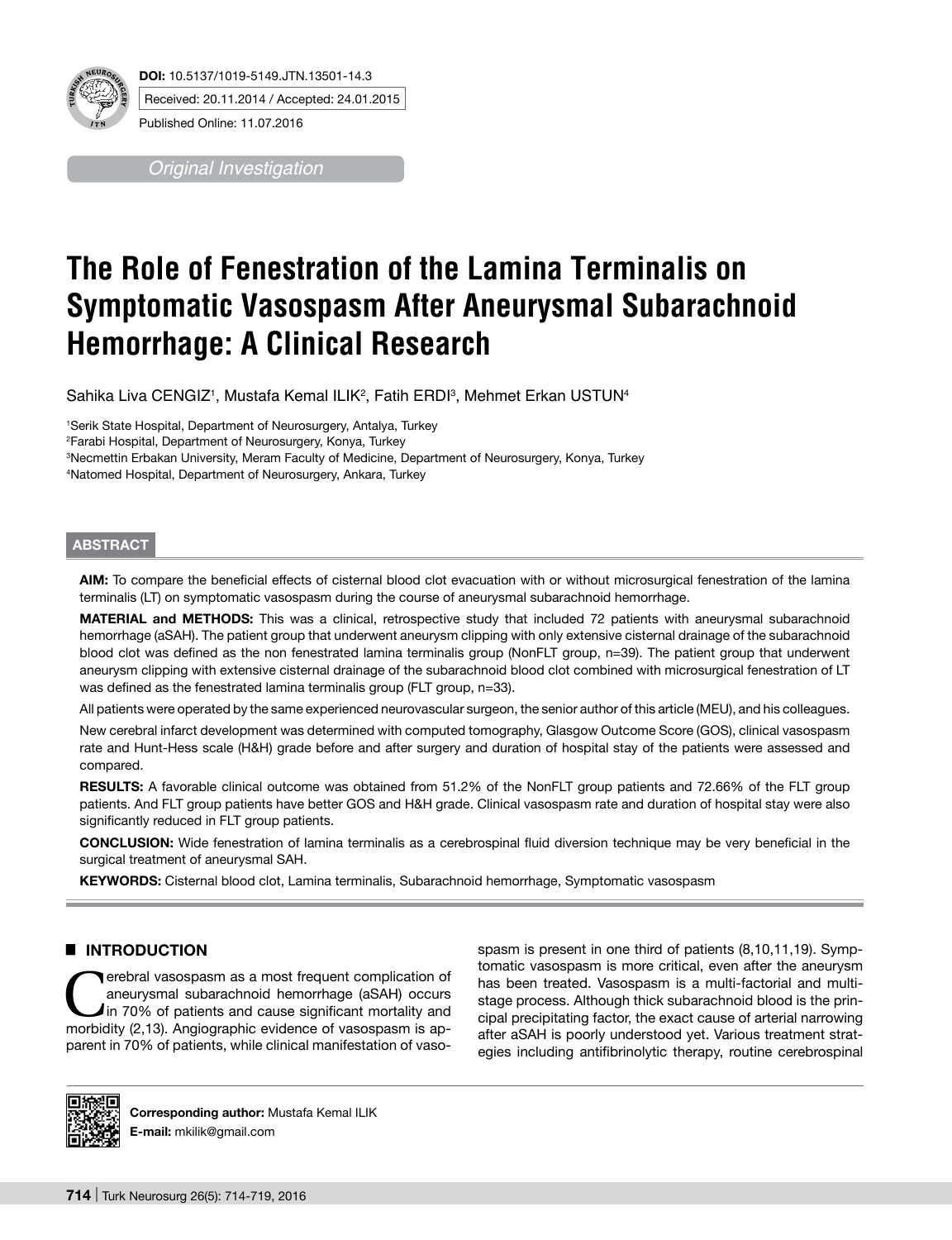**DOI:** 10.5137/1019-5149.JTN.13501-14.3

Received: 20.11.2014 / Accepted: 24.01.2015

Published Online: 11.07.2016

*Original Investigation*

# The Role of Fenestration of the Lamina Terminalis on Symptomatic Vasospasm After Aneurysmal Subarachnoid Hemorrhage: A Clinical Research

Sahika Liva CENGIZ[1], Mustafa Kemal ILIK[2], Fatih ERDI[3], Mehmet Erkan USTUN[4]

[1]Serik State Hospital, Department of Neurosurgery, Antalya, Turkey
[2]Farabi Hospital, Department of Neurosurgery, Konya, Turkey
[3]Necmettin Erbakan University, Meram Faculty of Medicine, Department of Neurosurgery, Konya, Turkey
[4]Natomed Hospital, Department of Neurosurgery, Ankara, Turkey

## ABSTRACT

**AIM:** To compare the beneficial effects of cisternal blood clot evacuation with or without microsurgical fenestration of the lamina terminalis (LT) on symptomatic vasospasm during the course of aneurysmal subarachnoid hemorrhage.

**MATERIAL and METHODS:** This was a clinical, retrospective study that included 72 patients with aneurysmal subarachnoid hemorrhage (aSAH). The patient group that underwent aneurysm clipping with only extensive cisternal drainage of the subarachnoid blood clot was defined as the non fenestrated lamina terminalis group (NonFLT group, n=39). The patient group that underwent aneurysm clipping with extensive cisternal drainage of the subarachnoid blood clot combined with microsurgical fenestration of LT was defined as the fenestrated lamina terminalis group (FLT group, n=33).

All patients were operated by the same experienced neurovascular surgeon, the senior author of this article (MEU), and his colleagues.

New cerebral infarct development was determined with computed tomography, Glasgow Outcome Score (GOS), clinical vasospasm rate and Hunt-Hess scale (H&H) grade before and after surgery and duration of hospital stay of the patients were assessed and compared.

**RESULTS:** A favorable clinical outcome was obtained from 51.2% of the NonFLT group patients and 72.66% of the FLT group patients. And FLT group patients have better GOS and H&H grade. Clinical vasospasm rate and duration of hospital stay were also significantly reduced in FLT group patients.

**CONCLUSION:** Wide fenestration of lamina terminalis as a cerebrospinal fluid diversion technique may be very beneficial in the surgical treatment of aneurysmal SAH.

**KEYWORDS:** Cisternal blood clot, Lamina terminalis, Subarachnoid hemorrhage, Symptomatic vasospasm

## INTRODUCTION

Cerebral vasospasm as a most frequent complication of aneurysmal subarachnoid hemorrhage (aSAH) occurs in 70% of patients and cause significant mortality and morbidity (2,13). Angiographic evidence of vasospasm is apparent in 70% of patients, while clinical manifestation of vasospasm is present in one third of patients (8,10,11,19). Symptomatic vasospasm is more critical, even after the aneurysm has been treated. Vasospasm is a multi-factorial and multistage process. Although thick subarachnoid blood is the principal precipitating factor, the exact cause of arterial narrowing after aSAH is poorly understood yet. Various treatment strategies including antifibrinolytic therapy, routine cerebrospinal

**Corresponding author:** Mustafa Kemal ILIK
**E-mail:** mkilik@gmail.com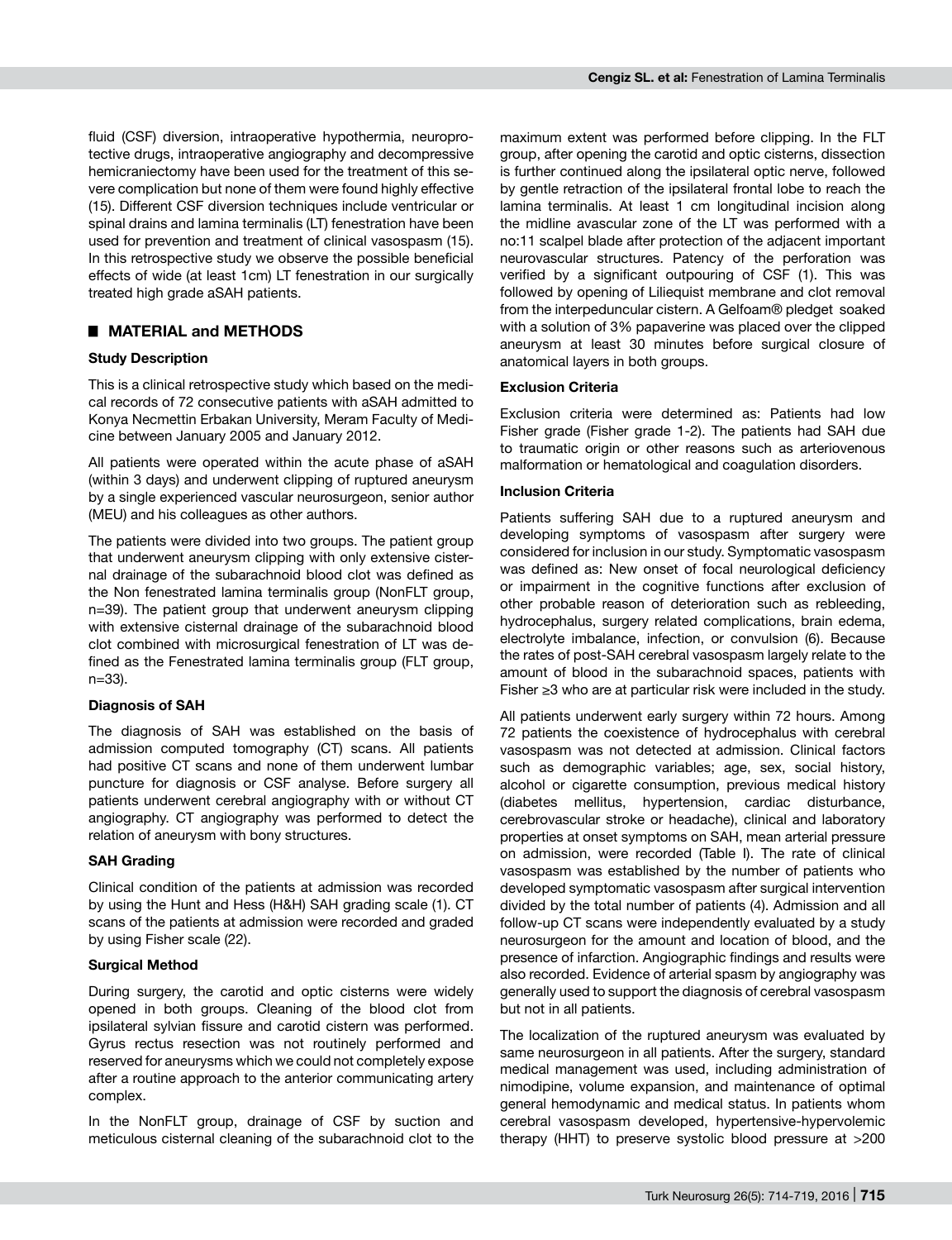fluid (CSF) diversion, intraoperative hypothermia, neuroprotective drugs, intraoperative angiography and decompressive hemicraniectomy have been used for the treatment of this severe complication but none of them were found highly effective (15). Different CSF diversion techniques include ventricular or spinal drains and lamina terminalis (LT) fenestration have been used for prevention and treatment of clinical vasospasm (15). In this retrospective study we observe the possible beneficial effects of wide (at least 1cm) LT fenestration in our surgically treated high grade aSAH patients.

## MATERIAL and METHODS

### Study Description

This is a clinical retrospective study which based on the medical records of 72 consecutive patients with aSAH admitted to Konya Necmettin Erbakan University, Meram Faculty of Medicine between January 2005 and January 2012.

All patients were operated within the acute phase of aSAH (within 3 days) and underwent clipping of ruptured aneurysm by a single experienced vascular neurosurgeon, senior author (MEU) and his colleagues as other authors.

The patients were divided into two groups. The patient group that underwent aneurysm clipping with only extensive cisternal drainage of the subarachnoid blood clot was defined as the Non fenestrated lamina terminalis group (NonFLT group, n=39). The patient group that underwent aneurysm clipping with extensive cisternal drainage of the subarachnoid blood clot combined with microsurgical fenestration of LT was defined as the Fenestrated lamina terminalis group (FLT group, n=33).

### Diagnosis of SAH

The diagnosis of SAH was established on the basis of admission computed tomography (CT) scans. All patients had positive CT scans and none of them underwent lumbar puncture for diagnosis or CSF analyse. Before surgery all patients underwent cerebral angiography with or without CT angiography. CT angiography was performed to detect the relation of aneurysm with bony structures.

### SAH Grading

Clinical condition of the patients at admission was recorded by using the Hunt and Hess (H&H) SAH grading scale (1). CT scans of the patients at admission were recorded and graded by using Fisher scale (22).

### Surgical Method

During surgery, the carotid and optic cisterns were widely opened in both groups. Cleaning of the blood clot from ipsilateral sylvian fissure and carotid cistern was performed. Gyrus rectus resection was not routinely performed and reserved for aneurysms which we could not completely expose after a routine approach to the anterior communicating artery complex.

In the NonFLT group, drainage of CSF by suction and meticulous cisternal cleaning of the subarachnoid clot to the maximum extent was performed before clipping. In the FLT group, after opening the carotid and optic cisterns, dissection is further continued along the ipsilateral optic nerve, followed by gentle retraction of the ipsilateral frontal lobe to reach the lamina terminalis. At least 1 cm longitudinal incision along the midline avascular zone of the LT was performed with a no:11 scalpel blade after protection of the adjacent important neurovascular structures. Patency of the perforation was verified by a significant outpouring of CSF (1). This was followed by opening of Liliequist membrane and clot removal from the interpeduncular cistern. A Gelfoam® pledget soaked with a solution of 3% papaverine was placed over the clipped aneurysm at least 30 minutes before surgical closure of anatomical layers in both groups.

### Exclusion Criteria

Exclusion criteria were determined as: Patients had low Fisher grade (Fisher grade 1-2). The patients had SAH due to traumatic origin or other reasons such as arteriovenous malformation or hematological and coagulation disorders.

### Inclusion Criteria

Patients suffering SAH due to a ruptured aneurysm and developing symptoms of vasospasm after surgery were considered for inclusion in our study. Symptomatic vasospasm was defined as: New onset of focal neurological deficiency or impairment in the cognitive functions after exclusion of other probable reason of deterioration such as rebleeding, hydrocephalus, surgery related complications, brain edema, electrolyte imbalance, infection, or convulsion (6). Because the rates of post-SAH cerebral vasospasm largely relate to the amount of blood in the subarachnoid spaces, patients with Fisher ≥3 who are at particular risk were included in the study.

All patients underwent early surgery within 72 hours. Among 72 patients the coexistence of hydrocephalus with cerebral vasospasm was not detected at admission. Clinical factors such as demographic variables; age, sex, social history, alcohol or cigarette consumption, previous medical history (diabetes mellitus, hypertension, cardiac disturbance, cerebrovascular stroke or headache), clinical and laboratory properties at onset symptoms on SAH, mean arterial pressure on admission, were recorded (Table I). The rate of clinical vasospasm was established by the number of patients who developed symptomatic vasospasm after surgical intervention divided by the total number of patients (4). Admission and all follow-up CT scans were independently evaluated by a study neurosurgeon for the amount and location of blood, and the presence of infarction. Angiographic findings and results were also recorded. Evidence of arterial spasm by angiography was generally used to support the diagnosis of cerebral vasospasm but not in all patients.

The localization of the ruptured aneurysm was evaluated by same neurosurgeon in all patients. After the surgery, standard medical management was used, including administration of nimodipine, volume expansion, and maintenance of optimal general hemodynamic and medical status. In patients whom cerebral vasospasm developed, hypertensive-hypervolemic therapy (HHT) to preserve systolic blood pressure at >200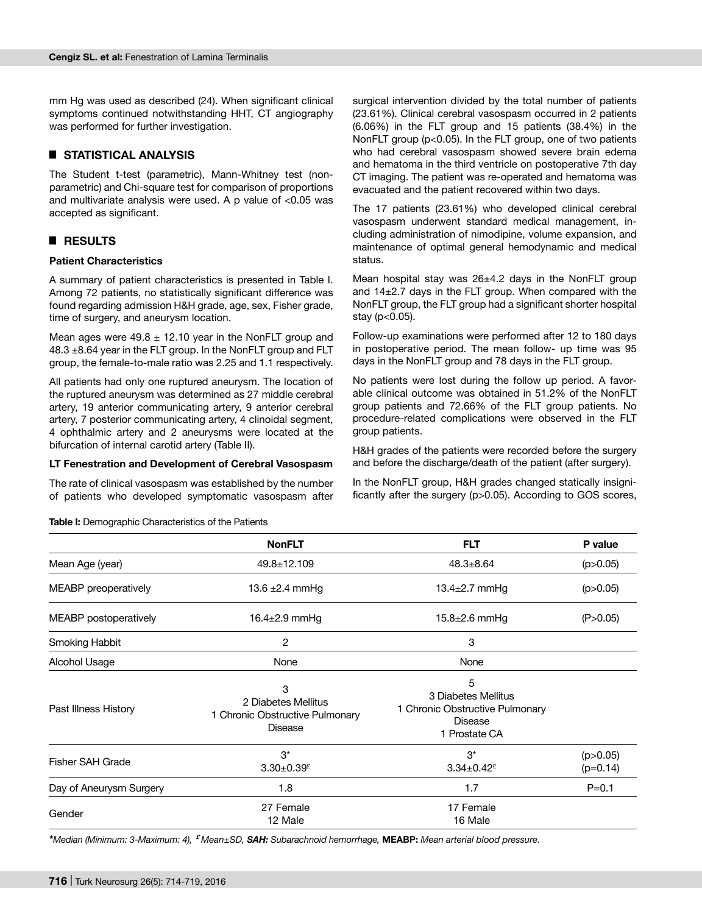mm Hg was used as described (24). When significant clinical symptoms continued notwithstanding HHT, CT angiography was performed for further investigation.

## STATISTICAL ANALYSIS

The Student t-test (parametric), Mann-Whitney test (non-parametric) and Chi-square test for comparison of proportions and multivariate analysis were used. A p value of <0.05 was accepted as significant.

## RESULTS

### Patient Characteristics

A summary of patient characteristics is presented in Table I. Among 72 patients, no statistically significant difference was found regarding admission H&H grade, age, sex, Fisher grade, time of surgery, and aneurysm location.

Mean ages were 49.8 ± 12.10 year in the NonFLT group and 48.3 ±8.64 year in the FLT group. In the NonFLT group and FLT group, the female-to-male ratio was 2.25 and 1.1 respectively.

All patients had only one ruptured aneurysm. The location of the ruptured aneurysm was determined as 27 middle cerebral artery, 19 anterior communicating artery, 9 anterior cerebral artery, 7 posterior communicating artery, 4 clinoidal segment, 4 ophthalmic artery and 2 aneurysms were located at the bifurcation of internal carotid artery (Table II).

### LT Fenestration and Development of Cerebral Vasospasm

The rate of clinical vasospasm was established by the number of patients who developed symptomatic vasospasm after surgical intervention divided by the total number of patients (23.61%). Clinical cerebral vasospasm occurred in 2 patients (6.06%) in the FLT group and 15 patients (38.4%) in the NonFLT group (p<0.05). In the FLT group, one of two patients who had cerebral vasospasm showed severe brain edema and hematoma in the third ventricle on postoperative 7th day CT imaging. The patient was re-operated and hematoma was evacuated and the patient recovered within two days.

The 17 patients (23.61%) who developed clinical cerebral vasospasm underwent standard medical management, including administration of nimodipine, volume expansion, and maintenance of optimal general hemodynamic and medical status.

Mean hospital stay was 26±4.2 days in the NonFLT group and 14±2.7 days in the FLT group. When compared with the NonFLT group, the FLT group had a significant shorter hospital stay (p<0.05).

Follow-up examinations were performed after 12 to 180 days in postoperative period. The mean follow- up time was 95 days in the NonFLT group and 78 days in the FLT group.

No patients were lost during the follow up period. A favorable clinical outcome was obtained in 51.2% of the NonFLT group patients and 72.66% of the FLT group patients. No procedure-related complications were observed in the FLT group patients.

H&H grades of the patients were recorded before the surgery and before the discharge/death of the patient (after surgery).

In the NonFLT group, H&H grades changed statically insignificantly after the surgery (p>0.05). According to GOS scores,

**Table I:** Demographic Characteristics of the Patients

| | NonFLT | FLT | P value |
|---|---|---|---|
| Mean Age (year) | 49.8±12.109 | 48.3±8.64 | (p>0.05) |
| MEABP preoperatively | 13.6 ±2.4 mmHg | 13.4±2.7 mmHg | (p>0.05) |
| MEABP postoperatively | 16.4±2.9 mmHg | 15.8±2.6 mmHg | (P>0.05) |
| Smoking Habbit | 2 | 3 | |
| Alcohol Usage | None | None | |
| Past Illness History | 3<br>2 Diabetes Mellitus<br>1 Chronic Obstructive Pulmonary Disease | 5<br>3 Diabetes Mellitus<br>1 Chronic Obstructive Pulmonary Disease<br>1 Prostate CA | |
| Fisher SAH Grade | 3*<br>3.30±0.39£ | 3*<br>3.34±0.42£ | (p>0.05)<br>(p=0.14) |
| Day of Aneurysm Surgery | 1.8 | 1.7 | P=0.1 |
| Gender | 27 Female<br>12 Male | 17 Female<br>16 Male | |

*\*Median (Minimum: 3-Maximum: 4), £ Mean±SD, **SAH:** Subarachnoid hemorrhage,* **MEABP:** *Mean arterial blood pressure.*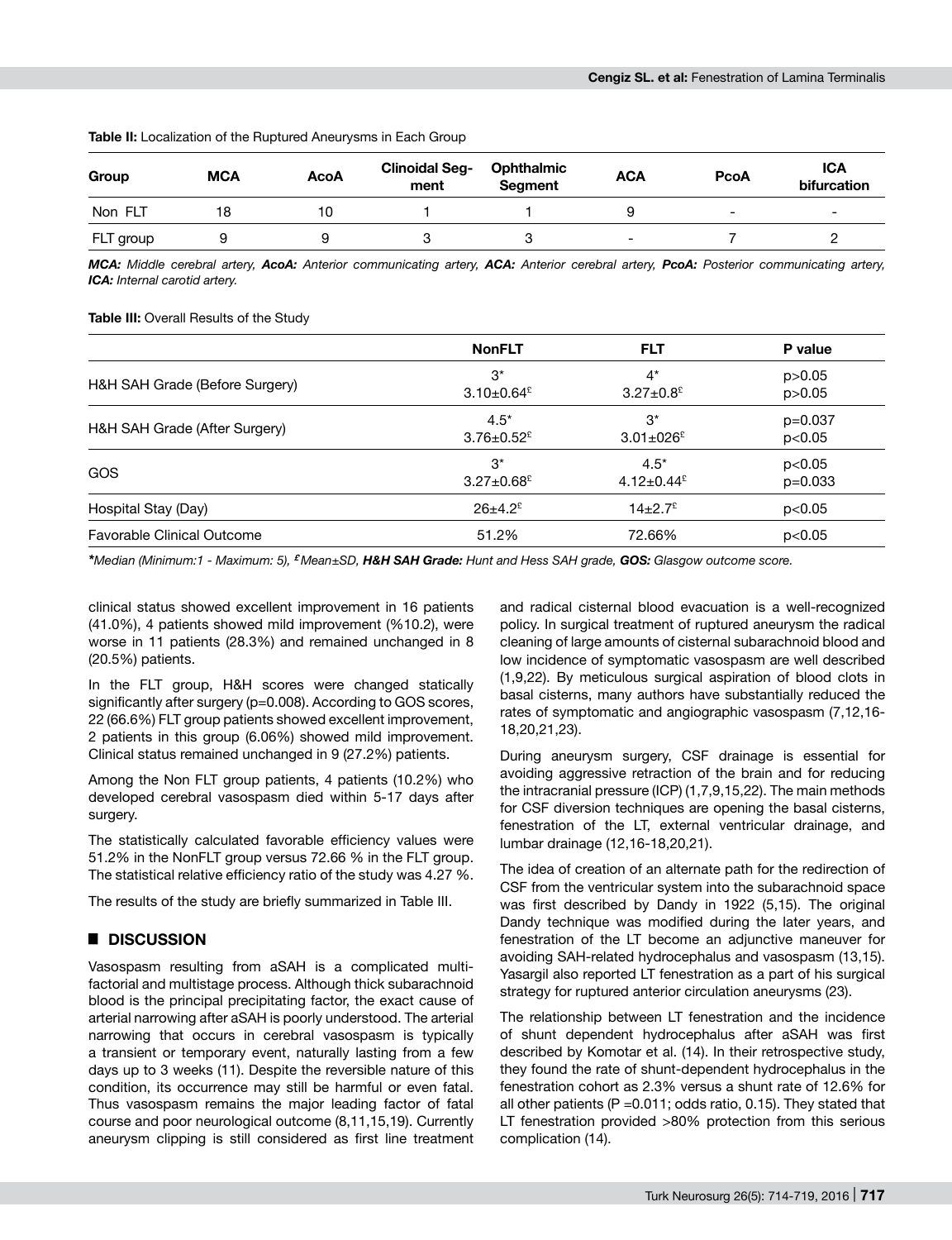**Table II:** Localization of the Ruptured Aneurysms in Each Group

| Group | MCA | AcoA | Clinoidal Segment | Ophthalmic Segment | ACA | PcoA | ICA bifurcation |
|---|---|---|---|---|---|---|---|
| Non FLT | 18 | 10 | 1 | 1 | 9 | - | - |
| FLT group | 9 | 9 | 3 | 3 | - | 7 | 2 |

***MCA:** Middle cerebral artery, **AcoA:** Anterior communicating artery, **ACA:** Anterior cerebral artery, **PcoA:** Posterior communicating artery, **ICA:** Internal carotid artery.*

**Table III:** Overall Results of the Study

| | NonFLT | FLT | P value |
|---|---|---|---|
| H&H SAH Grade (Before Surgery) | 3*<br>3.10±0.64[£] | 4*<br>3.27±0.8[£] | p>0.05<br>p>0.05 |
| H&H SAH Grade (After Surgery) | 4.5*<br>3.76±0.52[£] | 3*<br>3.01±026[£] | p=0.037<br>p<0.05 |
| GOS | 3*<br>3.27±0.68[£] | 4.5*<br>4.12±0.44[£] | p<0.05<br>p=0.033 |
| Hospital Stay (Day) | 26±4.2[£] | 14±2.7[£] | p<0.05 |
| Favorable Clinical Outcome | 51.2% | 72.66% | p<0.05 |

*\*Median (Minimum:1 - Maximum: 5), [£] Mean±SD, **H&H SAH Grade:** Hunt and Hess SAH grade, **GOS:** Glasgow outcome score.*

clinical status showed excellent improvement in 16 patients (41.0%), 4 patients showed mild improvement (%10.2), were worse in 11 patients (28.3%) and remained unchanged in 8 (20.5%) patients.

In the FLT group, H&H scores were changed statically significantly after surgery (p=0.008). According to GOS scores, 22 (66.6%) FLT group patients showed excellent improvement, 2 patients in this group (6.06%) showed mild improvement. Clinical status remained unchanged in 9 (27.2%) patients.

Among the Non FLT group patients, 4 patients (10.2%) who developed cerebral vasospasm died within 5-17 days after surgery.

The statistically calculated favorable efficiency values were 51.2% in the NonFLT group versus 72.66 % in the FLT group. The statistical relative efficiency ratio of the study was 4.27 %.

The results of the study are briefly summarized in Table III.

## DISCUSSION

Vasospasm resulting from aSAH is a complicated multi-factorial and multistage process. Although thick subarachnoid blood is the principal precipitating factor, the exact cause of arterial narrowing after aSAH is poorly understood. The arterial narrowing that occurs in cerebral vasospasm is typically a transient or temporary event, naturally lasting from a few days up to 3 weeks (11). Despite the reversible nature of this condition, its occurrence may still be harmful or even fatal. Thus vasospasm remains the major leading factor of fatal course and poor neurological outcome (8,11,15,19). Currently aneurysm clipping is still considered as first line treatment and radical cisternal blood evacuation is a well-recognized policy. In surgical treatment of ruptured aneurysm the radical cleaning of large amounts of cisternal subarachnoid blood and low incidence of symptomatic vasospasm are well described (1,9,22). By meticulous surgical aspiration of blood clots in basal cisterns, many authors have substantially reduced the rates of symptomatic and angiographic vasospasm (7,12,16-18,20,21,23).

During aneurysm surgery, CSF drainage is essential for avoiding aggressive retraction of the brain and for reducing the intracranial pressure (ICP) (1,7,9,15,22). The main methods for CSF diversion techniques are opening the basal cisterns, fenestration of the LT, external ventricular drainage, and lumbar drainage (12,16-18,20,21).

The idea of creation of an alternate path for the redirection of CSF from the ventricular system into the subarachnoid space was first described by Dandy in 1922 (5,15). The original Dandy technique was modified during the later years, and fenestration of the LT become an adjunctive maneuver for avoiding SAH-related hydrocephalus and vasospasm (13,15). Yasargil also reported LT fenestration as a part of his surgical strategy for ruptured anterior circulation aneurysms (23).

The relationship between LT fenestration and the incidence of shunt dependent hydrocephalus after aSAH was first described by Komotar et al. (14). In their retrospective study, they found the rate of shunt-dependent hydrocephalus in the fenestration cohort as 2.3% versus a shunt rate of 12.6% for all other patients (P =0.011; odds ratio, 0.15). They stated that LT fenestration provided >80% protection from this serious complication (14).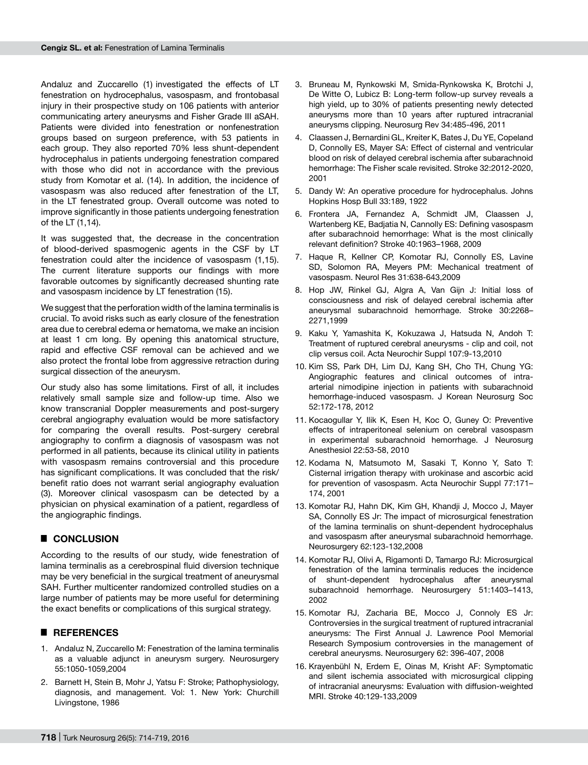Andaluz and Zuccarello (1) investigated the effects of LT fenestration on hydrocephalus, vasospasm, and frontobasal injury in their prospective study on 106 patients with anterior communicating artery aneurysms and Fisher Grade III aSAH. Patients were divided into fenestration or nonfenestration groups based on surgeon preference, with 53 patients in each group. They also reported 70% less shunt-dependent hydrocephalus in patients undergoing fenestration compared with those who did not in accordance with the previous study from Komotar et al. (14). In addition, the incidence of vasospasm was also reduced after fenestration of the LT, in the LT fenestrated group. Overall outcome was noted to improve significantly in those patients undergoing fenestration of the LT (1,14).

It was suggested that, the decrease in the concentration of blood-derived spasmogenic agents in the CSF by LT fenestration could alter the incidence of vasospasm (1,15). The current literature supports our findings with more favorable outcomes by significantly decreased shunting rate and vasospasm incidence by LT fenestration (15).

We suggest that the perforation width of the lamina terminalis is crucial. To avoid risks such as early closure of the fenestration area due to cerebral edema or hematoma, we make an incision at least 1 cm long. By opening this anatomical structure, rapid and effective CSF removal can be achieved and we also protect the frontal lobe from aggressive retraction during surgical dissection of the aneurysm.

Our study also has some limitations. First of all, it includes relatively small sample size and follow-up time. Also we know transcranial Doppler measurements and post-surgery cerebral angiography evaluation would be more satisfactory for comparing the overall results. Post-surgery cerebral angiography to confirm a diagnosis of vasospasm was not performed in all patients, because its clinical utility in patients with vasospasm remains controversial and this procedure has significant complications. It was concluded that the risk/benefit ratio does not warrant serial angiography evaluation (3). Moreover clinical vasospasm can be detected by a physician on physical examination of a patient, regardless of the angiographic findings.

## CONCLUSION

According to the results of our study, wide fenestration of lamina terminalis as a cerebrospinal fluid diversion technique may be very beneficial in the surgical treatment of aneurysmal SAH. Further multicenter randomized controlled studies on a large number of patients may be more useful for determining the exact benefits or complications of this surgical strategy.

## REFERENCES

1. Andaluz N, Zuccarello M: Fenestration of the lamina terminalis as a valuable adjunct in aneurysm surgery. Neurosurgery 55:1050-1059,2004
2. Barnett H, Stein B, Mohr J, Yatsu F: Stroke; Pathophysiology, diagnosis, and management. Vol: 1. New York: Churchill Livingstone, 1986
3. Bruneau M, Rynkowski M, Smida-Rynkowska K, Brotchi J, De Witte O, Lubicz B: Long-term follow-up survey reveals a high yield, up to 30% of patients presenting newly detected aneurysms more than 10 years after ruptured intracranial aneurysms clipping. Neurosurg Rev 34:485-496, 2011
4. Claassen J, Bernardini GL, Kreiter K, Bates J, Du YE, Copeland D, Connolly ES, Mayer SA: Effect of cisternal and ventricular blood on risk of delayed cerebral ischemia after subarachnoid hemorrhage: The Fisher scale revisited. Stroke 32:2012-2020, 2001
5. Dandy W: An operative procedure for hydrocephalus. Johns Hopkins Hosp Bull 33:189, 1922
6. Frontera JA, Fernandez A, Schmidt JM, Claassen J, Wartenberg KE, Badjatia N, Cannolly ES: Defining vasospasm after subarachnoid hemorrhage: What is the most clinically relevant definition? Stroke 40:1963–1968, 2009
7. Haque R, Kellner CP, Komotar RJ, Connolly ES, Lavine SD, Solomon RA, Meyers PM: Mechanical treatment of vasospasm. Neurol Res 31:638-643,2009
8. Hop JW, Rinkel GJ, Algra A, Van Gijn J: Initial loss of consciousness and risk of delayed cerebral ischemia after aneurysmal subarachnoid hemorrhage. Stroke 30:2268–2271,1999
9. Kaku Y, Yamashita K, Kokuzawa J, Hatsuda N, Andoh T: Treatment of ruptured cerebral aneurysms - clip and coil, not clip versus coil. Acta Neurochir Suppl 107:9-13,2010
10. Kim SS, Park DH, Lim DJ, Kang SH, Cho TH, Chung YG: Angiographic features and clinical outcomes of intra-arterial nimodipine injection in patients with subarachnoid hemorrhage-induced vasospasm. J Korean Neurosurg Soc 52:172-178, 2012
11. Kocaogullar Y, Ilik K, Esen H, Koc O, Guney O: Preventive effects of intraperitoneal selenium on cerebral vasospasm in experimental subarachnoid hemorrhage. J Neurosurg Anesthesiol 22:53-58, 2010
12. Kodama N, Matsumoto M, Sasaki T, Konno Y, Sato T: Cisternal irrigation therapy with urokinase and ascorbic acid for prevention of vasospasm. Acta Neurochir Suppl 77:171–174, 2001
13. Komotar RJ, Hahn DK, Kim GH, Khandji J, Mocco J, Mayer SA, Connolly ES Jr: The impact of microsurgical fenestration of the lamina terminalis on shunt-dependent hydrocephalus and vasospasm after aneurysmal subarachnoid hemorrhage. Neurosurgery 62:123-132,2008
14. Komotar RJ, Olivi A, Rigamonti D, Tamargo RJ: Microsurgical fenestration of the lamina terminalis reduces the incidence of shunt-dependent hydrocephalus after aneurysmal subarachnoid hemorrhage. Neurosurgery 51:1403–1413, 2002
15. Komotar RJ, Zacharia BE, Mocco J, Connoly ES Jr: Controversies in the surgical treatment of ruptured intracranial aneurysms: The First Annual J. Lawrence Pool Memorial Research Symposium controversies in the management of cerebral aneurysms. Neurosurgery 62: 396-407, 2008
16. Krayenbühl N, Erdem E, Oinas M, Krisht AF: Symptomatic and silent ischemia associated with microsurgical clipping of intracranial aneurysms: Evaluation with diffusion-weighted MRI. Stroke 40:129-133,2009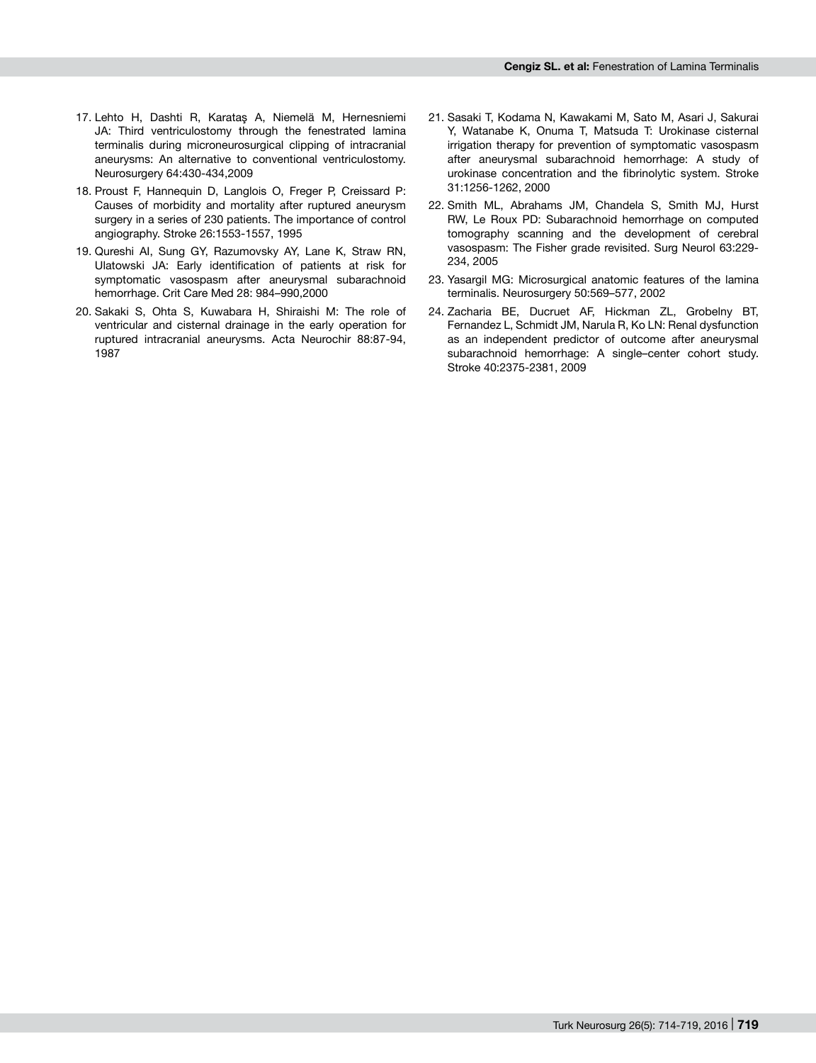17. Lehto H, Dashti R, Karataş A, Niemelä M, Hernesniemi JA: Third ventriculostomy through the fenestrated lamina terminalis during microneurosurgical clipping of intracranial aneurysms: An alternative to conventional ventriculostomy. Neurosurgery 64:430-434,2009
18. Proust F, Hannequin D, Langlois O, Freger P, Creissard P: Causes of morbidity and mortality after ruptured aneurysm surgery in a series of 230 patients. The importance of control angiography. Stroke 26:1553-1557, 1995
19. Qureshi AI, Sung GY, Razumovsky AY, Lane K, Straw RN, Ulatowski JA: Early identification of patients at risk for symptomatic vasospasm after aneurysmal subarachnoid hemorrhage. Crit Care Med 28: 984–990,2000
20. Sakaki S, Ohta S, Kuwabara H, Shiraishi M: The role of ventricular and cisternal drainage in the early operation for ruptured intracranial aneurysms. Acta Neurochir 88:87-94, 1987
21. Sasaki T, Kodama N, Kawakami M, Sato M, Asari J, Sakurai Y, Watanabe K, Onuma T, Matsuda T: Urokinase cisternal irrigation therapy for prevention of symptomatic vasospasm after aneurysmal subarachnoid hemorrhage: A study of urokinase concentration and the fibrinolytic system. Stroke 31:1256-1262, 2000
22. Smith ML, Abrahams JM, Chandela S, Smith MJ, Hurst RW, Le Roux PD: Subarachnoid hemorrhage on computed tomography scanning and the development of cerebral vasospasm: The Fisher grade revisited. Surg Neurol 63:229-234, 2005
23. Yasargil MG: Microsurgical anatomic features of the lamina terminalis. Neurosurgery 50:569–577, 2002
24. Zacharia BE, Ducruet AF, Hickman ZL, Grobelny BT, Fernandez L, Schmidt JM, Narula R, Ko LN: Renal dysfunction as an independent predictor of outcome after aneurysmal subarachnoid hemorrhage: A single–center cohort study. Stroke 40:2375-2381, 2009